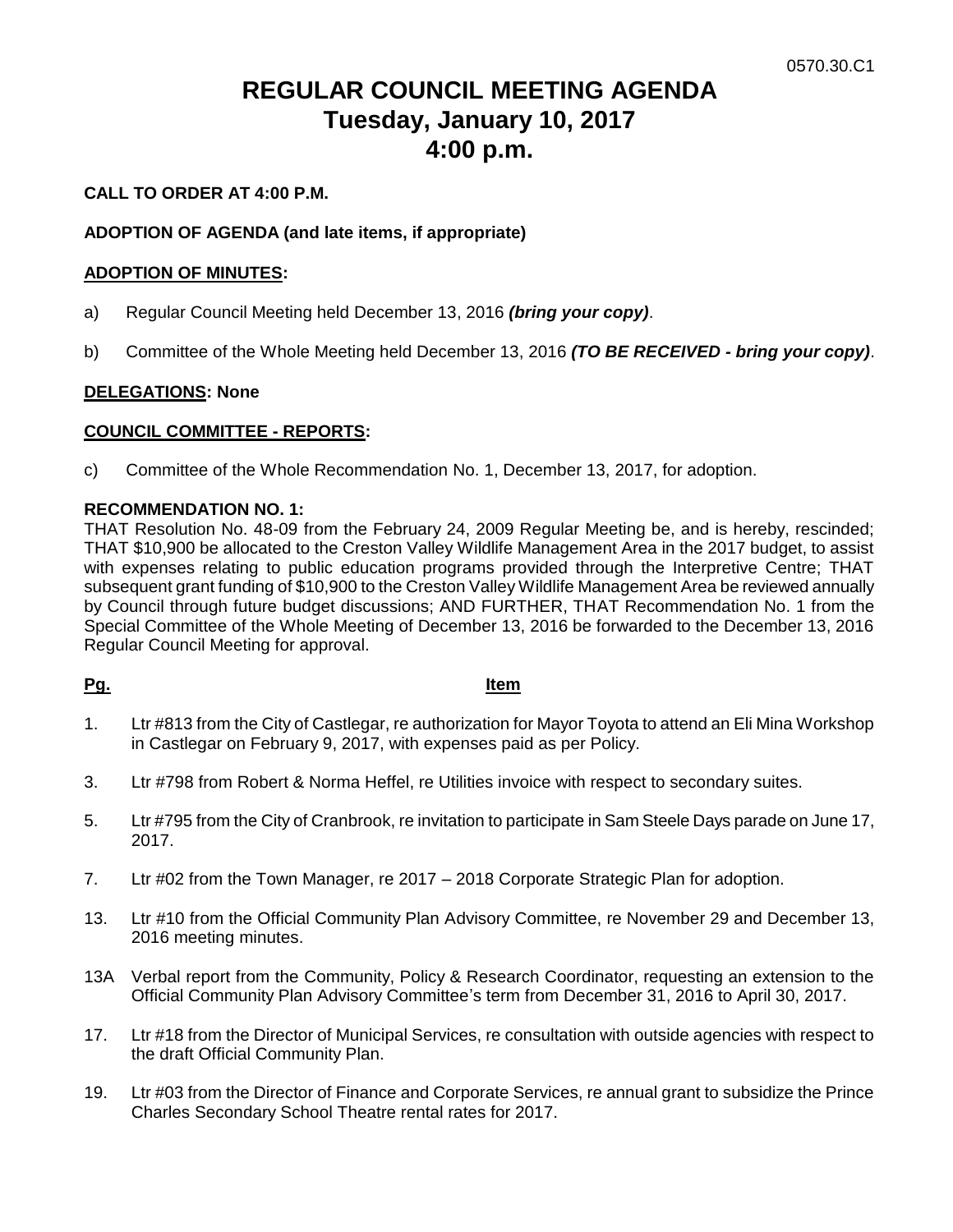0570.30.C1

# REGULAR COUNCIL MEETING AGENDA
# Tuesday, January 10, 2017
# 4:00 p.m.

**CALL TO ORDER AT 4:00 P.M.**

**ADOPTION OF AGENDA (and late items, if appropriate)**

**ADOPTION OF MINUTES:**

a) Regular Council Meeting held December 13, 2016 ***(bring your copy)***.

b) Committee of the Whole Meeting held December 13, 2016 ***(TO BE RECEIVED - bring your copy)***.

**DELEGATIONS: None**

**COUNCIL COMMITTEE - REPORTS:**

c) Committee of the Whole Recommendation No. 1, December 13, 2017, for adoption.

**RECOMMENDATION NO. 1:**
THAT Resolution No. 48-09 from the February 24, 2009 Regular Meeting be, and is hereby, rescinded; THAT $10,900 be allocated to the Creston Valley Wildlife Management Area in the 2017 budget, to assist with expenses relating to public education programs provided through the Interpretive Centre; THAT subsequent grant funding of $10,900 to the Creston Valley Wildlife Management Area be reviewed annually by Council through future budget discussions; AND FURTHER, THAT Recommendation No. 1 from the Special Committee of the Whole Meeting of December 13, 2016 be forwarded to the December 13, 2016 Regular Council Meeting for approval.

| Pg. | Item |
|---|---|
| 1. | Ltr #813 from the City of Castlegar, re authorization for Mayor Toyota to attend an Eli Mina Workshop in Castlegar on February 9, 2017, with expenses paid as per Policy. |
| 3. | Ltr #798 from Robert & Norma Heffel, re Utilities invoice with respect to secondary suites. |
| 5. | Ltr #795 from the City of Cranbrook, re invitation to participate in Sam Steele Days parade on June 17, 2017. |
| 7. | Ltr #02 from the Town Manager, re 2017 – 2018 Corporate Strategic Plan for adoption. |
| 13. | Ltr #10 from the Official Community Plan Advisory Committee, re November 29 and December 13, 2016 meeting minutes. |
| 13A | Verbal report from the Community, Policy & Research Coordinator, requesting an extension to the Official Community Plan Advisory Committee's term from December 31, 2016 to April 30, 2017. |
| 17. | Ltr #18 from the Director of Municipal Services, re consultation with outside agencies with respect to the draft Official Community Plan. |
| 19. | Ltr #03 from the Director of Finance and Corporate Services, re annual grant to subsidize the Prince Charles Secondary School Theatre rental rates for 2017. |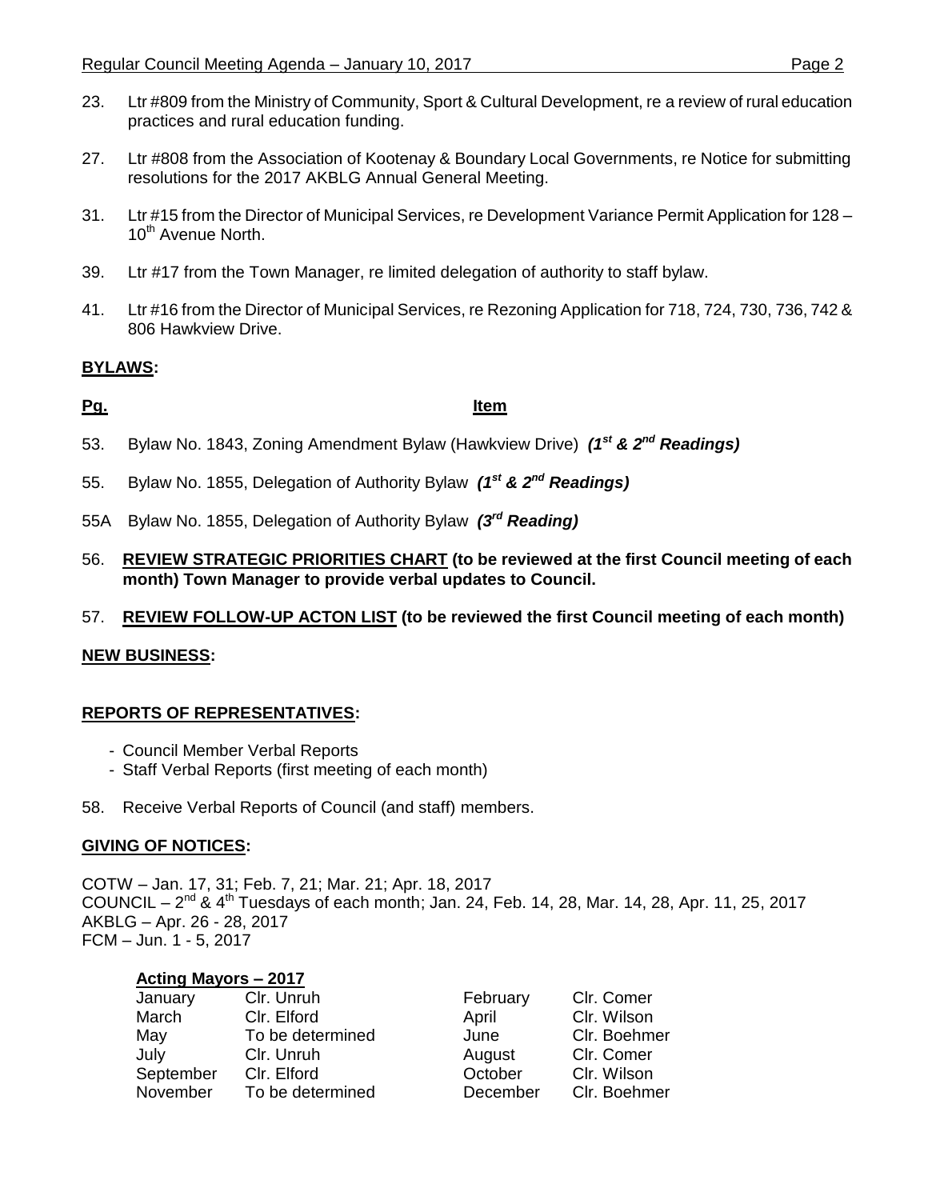23. Ltr #809 from the Ministry of Community, Sport & Cultural Development, re a review of rural education practices and rural education funding.

27. Ltr #808 from the Association of Kootenay & Boundary Local Governments, re Notice for submitting resolutions for the 2017 AKBLG Annual General Meeting.

31. Ltr #15 from the Director of Municipal Services, re Development Variance Permit Application for 128 – 10th Avenue North.

39. Ltr #17 from the Town Manager, re limited delegation of authority to staff bylaw.

41. Ltr #16 from the Director of Municipal Services, re Rezoning Application for 718, 724, 730, 736, 742 & 806 Hawkview Drive.

## BYLAWS:

| Pg. | Item |
|---|---|
| 53. | Bylaw No. 1843, Zoning Amendment Bylaw (Hawkview Drive) ***(1st & 2nd Readings)*** |
| 55. | Bylaw No. 1855, Delegation of Authority Bylaw ***(1st & 2nd Readings)*** |
| 55A | Bylaw No. 1855, Delegation of Authority Bylaw ***(3rd Reading)*** |

56. **REVIEW STRATEGIC PRIORITIES CHART (to be reviewed at the first Council meeting of each month) Town Manager to provide verbal updates to Council.**

57. **REVIEW FOLLOW-UP ACTON LIST (to be reviewed the first Council meeting of each month)**

## NEW BUSINESS:

## REPORTS OF REPRESENTATIVES:

- Council Member Verbal Reports
- Staff Verbal Reports (first meeting of each month)

58. Receive Verbal Reports of Council (and staff) members.

## GIVING OF NOTICES:

COTW – Jan. 17, 31; Feb. 7, 21; Mar. 21; Apr. 18, 2017
COUNCIL – 2nd & 4th Tuesdays of each month; Jan. 24, Feb. 14, 28, Mar. 14, 28, Apr. 11, 25, 2017
AKBLG – Apr. 26 - 28, 2017
FCM – Jun. 1 - 5, 2017

**Acting Mayors – 2017**

| | | | |
|---|---|---|---|
| January | Clr. Unruh | February | Clr. Comer |
| March | Clr. Elford | April | Clr. Wilson |
| May | To be determined | June | Clr. Boehmer |
| July | Clr. Unruh | August | Clr. Comer |
| September | Clr. Elford | October | Clr. Wilson |
| November | To be determined | December | Clr. Boehmer |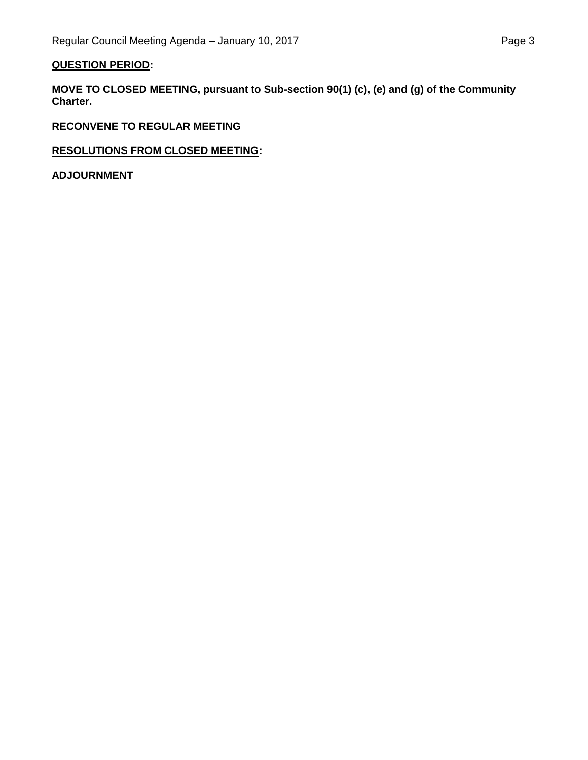**QUESTION PERIOD:**

**MOVE TO CLOSED MEETING, pursuant to Sub-section 90(1) (c), (e) and (g) of the Community Charter.**

**RECONVENE TO REGULAR MEETING**

**RESOLUTIONS FROM CLOSED MEETING:**

**ADJOURNMENT**